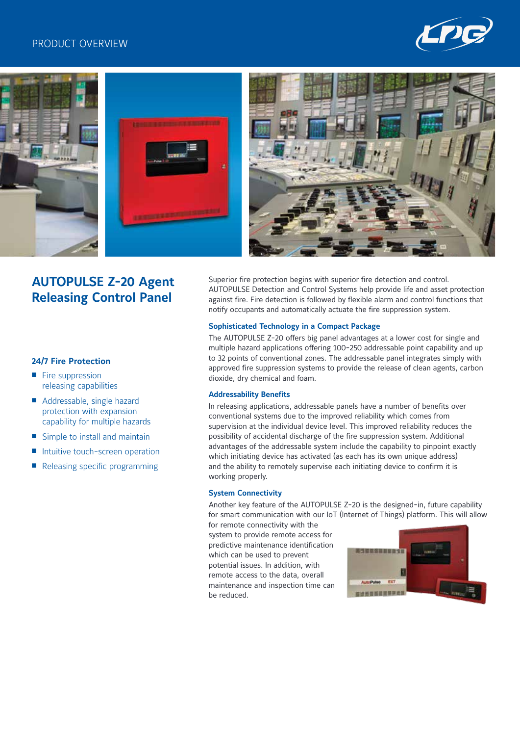PRODUCT OVERVIEW

# AUTOPULSE Z-20 Agent Releasing Control Panel

### 24/7 Fire Protection

- Fire suppression releasing capabilities
- Addressable, single hazard protection with expansion capability for multiple hazards
- Simple to install and maintain
- Intuitive touch-screen operation
- Releasing specific programming

Superior fire protection begins with superior fire detection and control. AUTOPULSE Detection and Control Systems help provide life and asset protection against fire. Fire detection is followed by flexible alarm and control functions that notify occupants and automatically actuate the fire suppression system.

### Sophisticated Technology in a Compact Package

The AUTOPULSE Z-20 offers big panel advantages at a lower cost for single and multiple hazard applications offering 100-250 addressable point capability and up to 32 points of conventional zones. The addressable panel integrates simply with approved fire suppression systems to provide the release of clean agents, carbon dioxide, dry chemical and foam.

### Addressability Benefits

In releasing applications, addressable panels have a number of benefits over conventional systems due to the improved reliability which comes from supervision at the individual device level. This improved reliability reduces the possibility of accidental discharge of the fire suppression system. Additional advantages of the addressable system include the capability to pinpoint exactly which initiating device has activated (as each has its own unique address) and the ability to remotely supervise each initiating device to confirm it is working properly.

### System Connectivity

Another key feature of the AUTOPULSE Z-20 is the designed-in, future capability for smart communication with our IoT (Internet of Things) platform. This will allow for remote connectivity with the system to provide remote access for predictive maintenance identification which can be used to prevent potential issues. In addition, with remote access to the data, overall maintenance and inspection time can be reduced.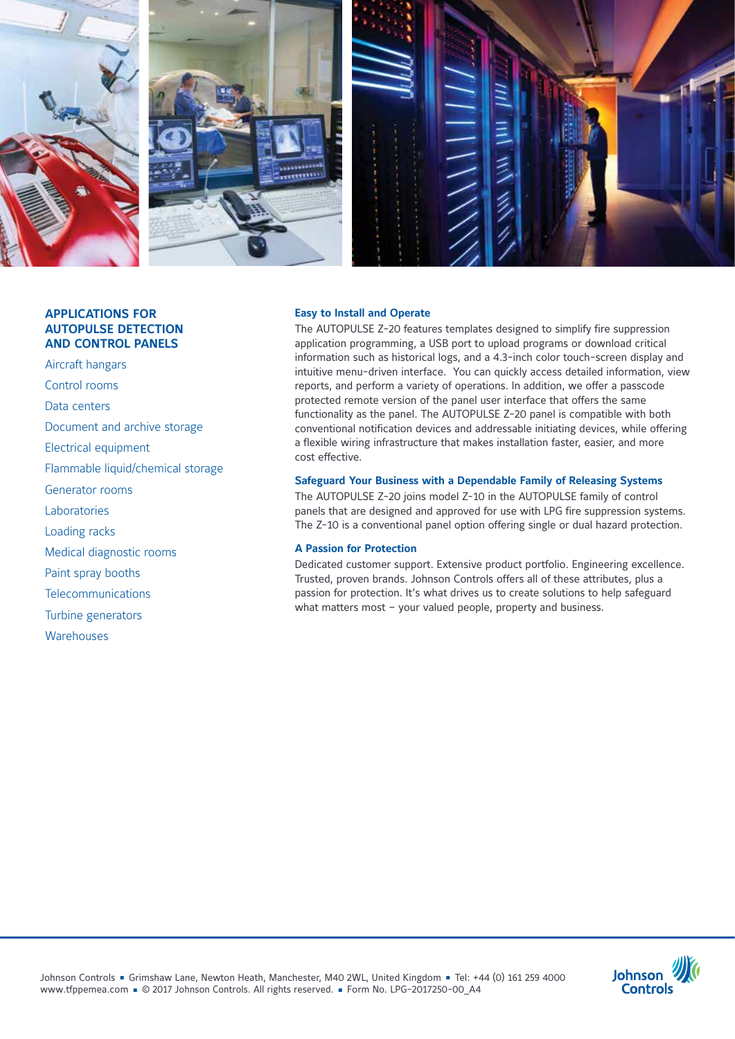## APPLICATIONS FOR AUTOPULSE DETECTION AND CONTROL PANELS

- Aircraft hangars
- Control rooms
- Data centers
- Document and archive storage
- Electrical equipment
- Flammable liquid/chemical storage
- Generator rooms
- Laboratories
- Loading racks
- Medical diagnostic rooms
- Paint spray booths
- Telecommunications
- Turbine generators
- Warehouses

### Easy to Install and Operate

The AUTOPULSE Z-20 features templates designed to simplify fire suppression application programming, a USB port to upload programs or download critical information such as historical logs, and a 4.3-inch color touch-screen display and intuitive menu-driven interface. You can quickly access detailed information, view reports, and perform a variety of operations. In addition, we offer a passcode protected remote version of the panel user interface that offers the same functionality as the panel. The AUTOPULSE Z-20 panel is compatible with both conventional notification devices and addressable initiating devices, while offering a flexible wiring infrastructure that makes installation faster, easier, and more cost effective.

### Safeguard Your Business with a Dependable Family of Releasing Systems

The AUTOPULSE Z-20 joins model Z-10 in the AUTOPULSE family of control panels that are designed and approved for use with LPG fire suppression systems. The Z-10 is a conventional panel option offering single or dual hazard protection.

### A Passion for Protection

Dedicated customer support. Extensive product portfolio. Engineering excellence. Trusted, proven brands. Johnson Controls offers all of these attributes, plus a passion for protection. It's what drives us to create solutions to help safeguard what matters most – your valued people, property and business.

Johnson Controls ▪ Grimshaw Lane, Newton Heath, Manchester, M40 2WL, United Kingdom ▪ Tel: +44 (0) 161 259 4000
www.tfppemea.com ▪ © 2017 Johnson Controls. All rights reserved. ▪ Form No. LPG-2017250-00_A4